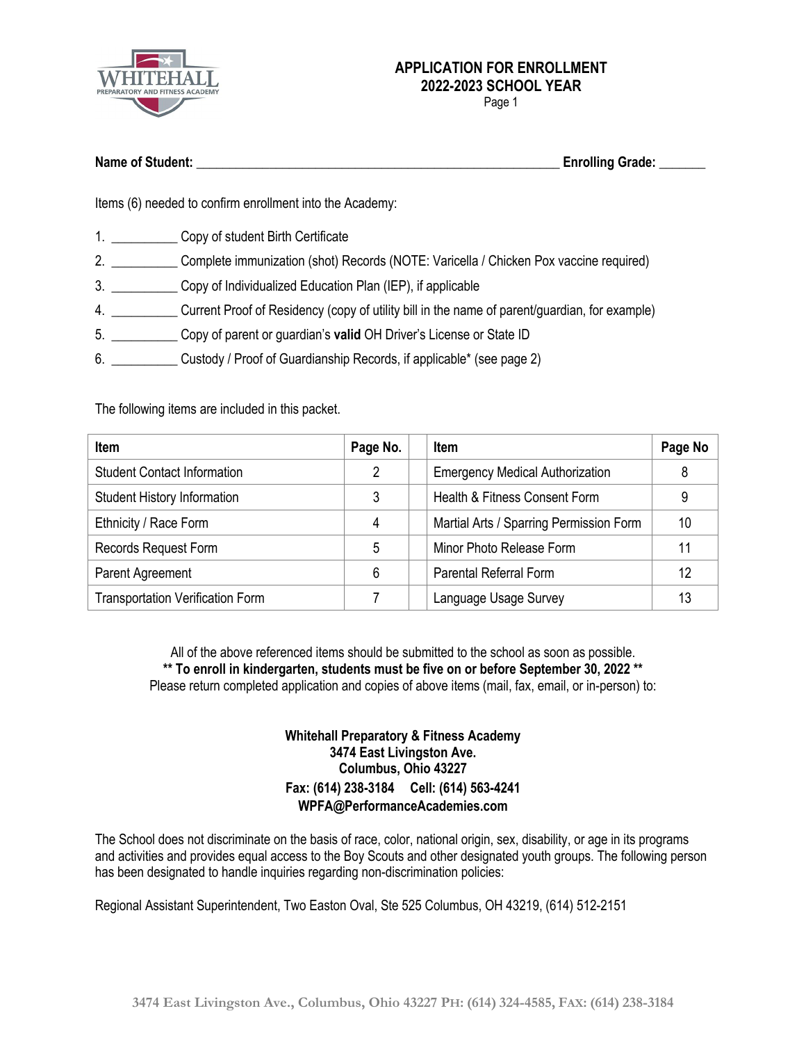# APPLICATION FOR ENROLLMENT
## 2022-2023 SCHOOL YEAR

Page 1

**Name of Student:** ________________________________________________________ **Enrolling Grade:** _______

Items (6) needed to confirm enrollment into the Academy:

1. __________ Copy of student Birth Certificate
2. __________ Complete immunization (shot) Records (NOTE: Varicella / Chicken Pox vaccine required)
3. __________ Copy of Individualized Education Plan (IEP), if applicable
4. __________ Current Proof of Residency (copy of utility bill in the name of parent/guardian, for example)
5. __________ Copy of parent or guardian's **valid** OH Driver's License or State ID
6. __________ Custody / Proof of Guardianship Records, if applicable* (see page 2)

The following items are included in this packet.

| Item | Page No. | | Item | Page No |
|---|---|---|---|---|
| Student Contact Information | 2 | | Emergency Medical Authorization | 8 |
| Student History Information | 3 | | Health & Fitness Consent Form | 9 |
| Ethnicity / Race Form | 4 | | Martial Arts / Sparring Permission Form | 10 |
| Records Request Form | 5 | | Minor Photo Release Form | 11 |
| Parent Agreement | 6 | | Parental Referral Form | 12 |
| Transportation Verification Form | 7 | | Language Usage Survey | 13 |

All of the above referenced items should be submitted to the school as soon as possible.
**** To enroll in kindergarten, students must be five on or before September 30, 2022 ****
Please return completed application and copies of above items (mail, fax, email, or in-person) to:

**Whitehall Preparatory & Fitness Academy**
**3474 East Livingston Ave.**
**Columbus, Ohio 43227**
**Fax: (614) 238-3184 Cell: (614) 563-4241**
**WPFA@PerformanceAcademies.com**

The School does not discriminate on the basis of race, color, national origin, sex, disability, or age in its programs and activities and provides equal access to the Boy Scouts and other designated youth groups. The following person has been designated to handle inquiries regarding non-discrimination policies:

Regional Assistant Superintendent, Two Easton Oval, Ste 525 Columbus, OH 43219, (614) 512-2151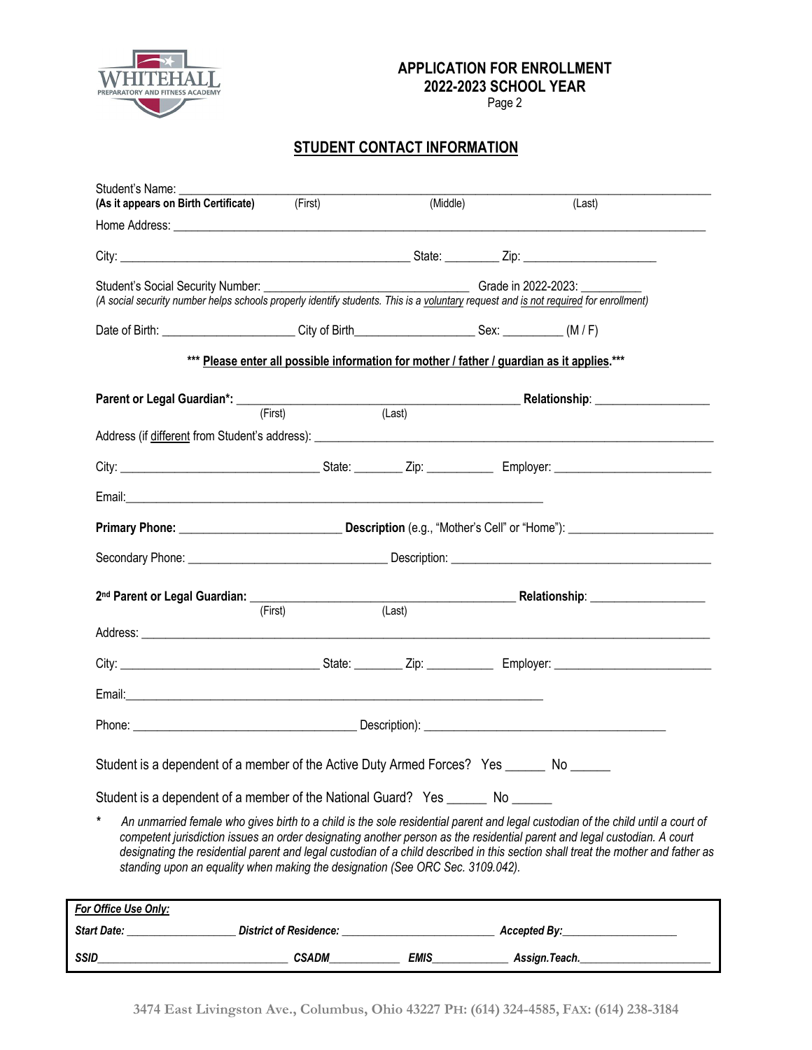# APPLICATION FOR ENROLLMENT
## 2022-2023 SCHOOL YEAR

Page 2

## STUDENT CONTACT INFORMATION

Student's Name: ______________________________________________________________
**(As it appears on Birth Certificate)** (First) (Middle) (Last)

Home Address: ______________________________________________________________

City: ______________________________ State: ________ Zip: ____________________

Student's Social Security Number: ____________________________ Grade in 2022-2023: __________

*(A social security number helps schools properly identify students. This is a voluntary request and is not required for enrollment)*

Date of Birth: ____________________ City of Birth____________________ Sex: __________ (M / F)

**\*\*\* Please enter all possible information for mother / father / guardian as it applies.\*\*\***

**Parent or Legal Guardian\*:** ________________________________________ **Relationship**: __________________
(First) (Last)

Address (if different from Student's address): ______________________________________________

City: ______________________ State: ________ Zip: ___________ Employer: ________________________

Email:______________________________________________________________

**Primary Phone:** ________________________ **Description** (e.g., "Mother's Cell" or "Home"): ______________________

Secondary Phone: ______________________________ Description: ________________________________________

**2nd Parent or Legal Guardian:** ________________________________________ **Relationship**: __________________
(First) (Last)

Address: ______________________________________________________________

City: ______________________ State: ________ Zip: ___________ Employer: ________________________

Email:______________________________________________________________

Phone: ________________________________ Description): ______________________________________

Student is a dependent of a member of the Active Duty Armed Forces? Yes ______ No ______

Student is a dependent of a member of the National Guard? Yes ______ No ______

\* *An unmarried female who gives birth to a child is the sole residential parent and legal custodian of the child until a court of competent jurisdiction issues an order designating another person as the residential parent and legal custodian. A court designating the residential parent and legal custodian of a child described in this section shall treat the mother and father as standing upon an equality when making the designation (See ORC Sec. 3109.042).*

***For Office Use Only:***

***Start Date:*** __________________ ***District of Residence:*** __________________________ ***Accepted By:***___________________

***SSID***________________________________ ***CSADM***____________ ***EMIS***_____________ ***Assign.Teach.***_______________________

**3474 East Livingston Ave., Columbus, Ohio 43227 PH: (614) 324-4585, FAX: (614) 238-3184**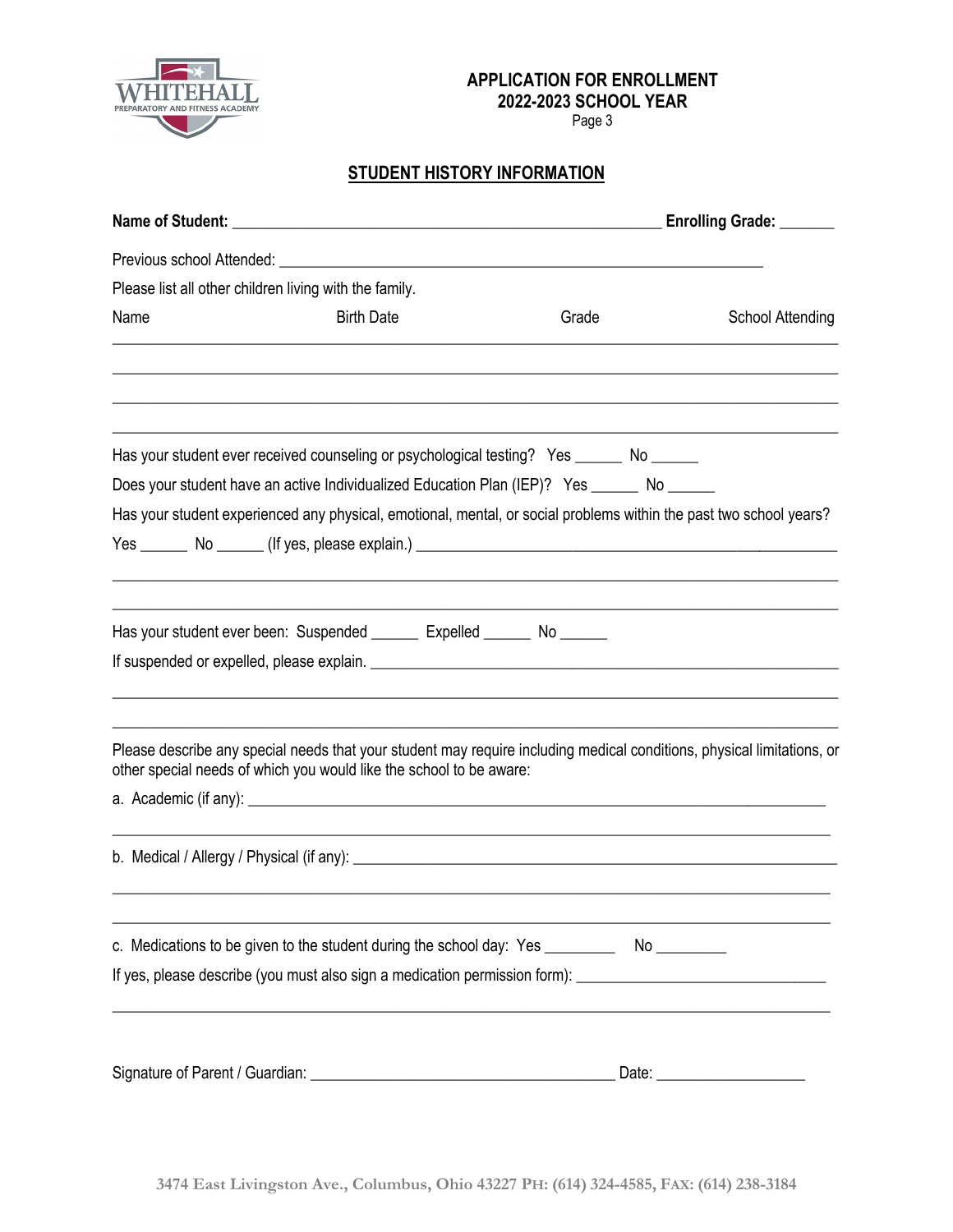**APPLICATION FOR ENROLLMENT**
**2022-2023 SCHOOL YEAR**

## STUDENT HISTORY INFORMATION

**Name of Student:** ____________________________________________________ **Enrolling Grade:** _______

Previous school Attended: ____________________________________________________________

Please list all other children living with the family.

| Name | Birth Date | Grade | School Attending |
|---|---|---|---|
| | | | |
| | | | |
| | | | |
| | | | |

Has your student ever received counseling or psychological testing? Yes ______ No ______

Does your student have an active Individualized Education Plan (IEP)? Yes ______ No ______

Has your student experienced any physical, emotional, mental, or social problems within the past two school years?

Yes ______ No ______ (If yes, please explain.) ____________________________________________________

__________________________________________________________________________________________

__________________________________________________________________________________________

Has your student ever been: Suspended ______ Expelled ______ No ______

If suspended or expelled, please explain. ____________________________________________________________

__________________________________________________________________________________________

__________________________________________________________________________________________

Please describe any special needs that your student may require including medical conditions, physical limitations, or other special needs of which you would like the school to be aware:

a. Academic (if any): ______________________________________________________________________

__________________________________________________________________________________________

b. Medical / Allergy / Physical (if any): _______________________________________________________

__________________________________________________________________________________________

__________________________________________________________________________________________

c. Medications to be given to the student during the school day: Yes _________ No _________

If yes, please describe (you must also sign a medication permission form): ______________________________

__________________________________________________________________________________________

Signature of Parent / Guardian: ______________________________________ Date: ___________________

3474 East Livingston Ave., Columbus, Ohio 43227 PH: (614) 324-4585, FAX: (614) 238-3184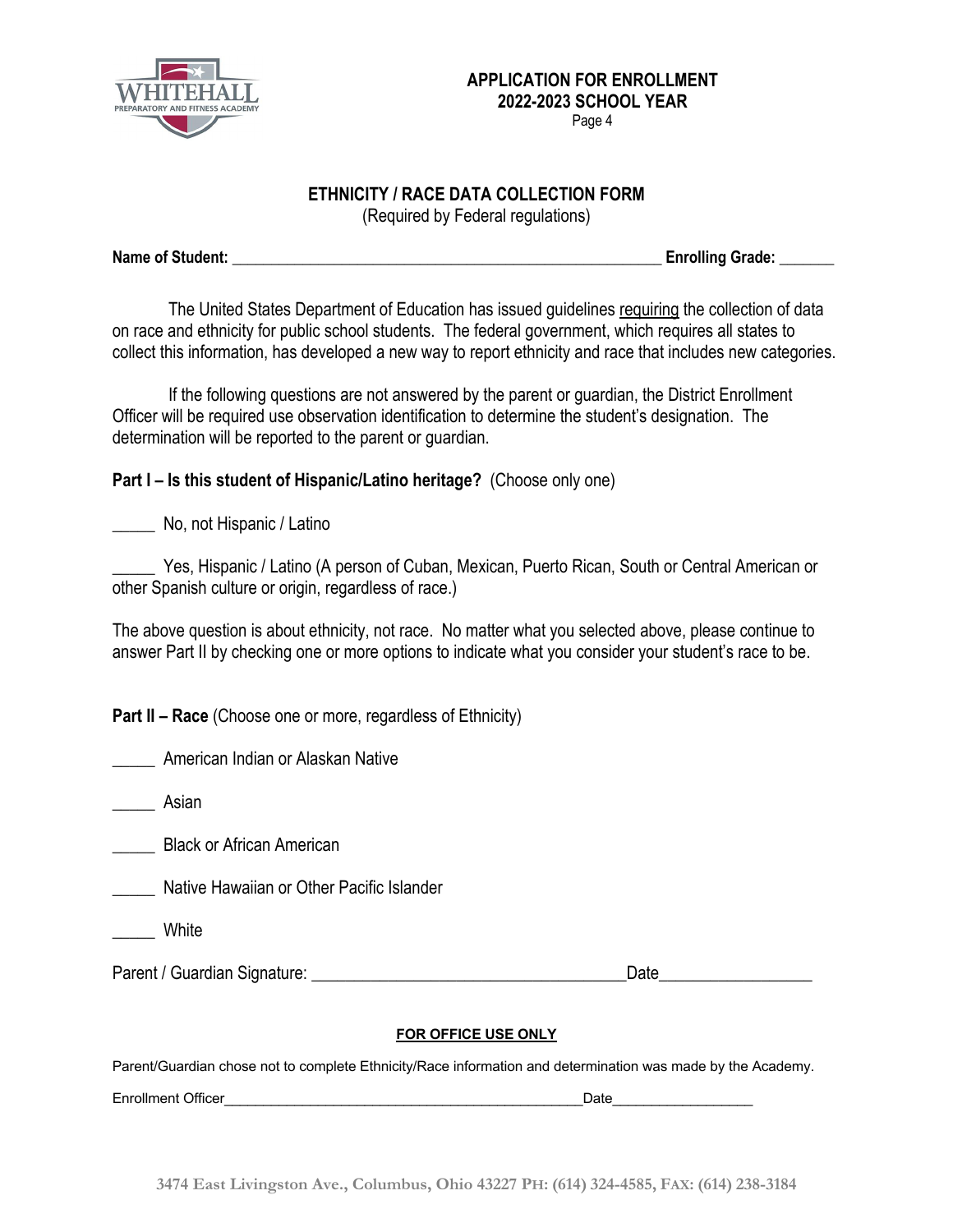**APPLICATION FOR ENROLLMENT**
**2022-2023 SCHOOL YEAR**
Page 4

## ETHNICITY / RACE DATA COLLECTION FORM

(Required by Federal regulations)

**Name of Student:** _______________________________________________________ **Enrolling Grade:** _______

The United States Department of Education has issued guidelines requiring the collection of data on race and ethnicity for public school students. The federal government, which requires all states to collect this information, has developed a new way to report ethnicity and race that includes new categories.

If the following questions are not answered by the parent or guardian, the District Enrollment Officer will be required use observation identification to determine the student's designation. The determination will be reported to the parent or guardian.

**Part I – Is this student of Hispanic/Latino heritage?** (Choose only one)

_____ No, not Hispanic / Latino

_____ Yes, Hispanic / Latino (A person of Cuban, Mexican, Puerto Rican, South or Central American or other Spanish culture or origin, regardless of race.)

The above question is about ethnicity, not race. No matter what you selected above, please continue to answer Part II by checking one or more options to indicate what you consider your student's race to be.

**Part II – Race** (Choose one or more, regardless of Ethnicity)

_____ American Indian or Alaskan Native

_____ Asian

_____ Black or African American

_____ Native Hawaiian or Other Pacific Islander

_____ White

Parent / Guardian Signature: ______________________________________Date__________________

**FOR OFFICE USE ONLY**

Parent/Guardian chose not to complete Ethnicity/Race information and determination was made by the Academy.

Enrollment Officer_______________________________________________Date__________________

3474 East Livingston Ave., Columbus, Ohio 43227 PH: (614) 324-4585, FAX: (614) 238-3184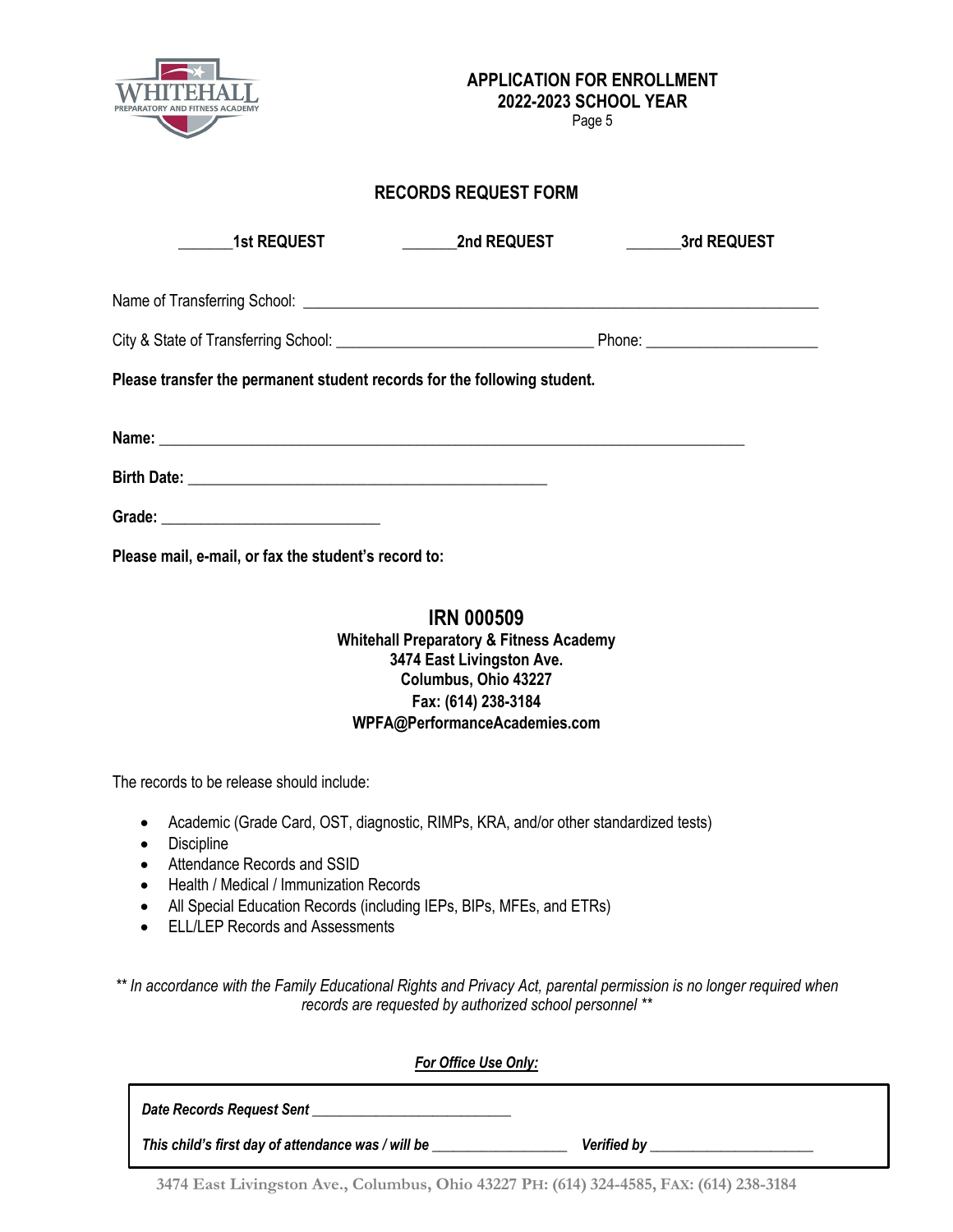**APPLICATION FOR ENROLLMENT**
**2022-2023 SCHOOL YEAR**

## RECORDS REQUEST FORM

**_______1st REQUEST** **_______2nd REQUEST** **_______3rd REQUEST**

Name of Transferring School: ______________________________________________________________

City & State of Transferring School: ________________________________ Phone: _____________________

**Please transfer the permanent student records for the following student.**

**Name:** _________________________________________________________________________

**Birth Date:** _____________________________________________

**Grade:** ___________________________

**Please mail, e-mail, or fax the student's record to:**

**IRN 000509**
**Whitehall Preparatory & Fitness Academy**
**3474 East Livingston Ave.**
**Columbus, Ohio 43227**
**Fax: (614) 238-3184**
**WPFA@PerformanceAcademies.com**

The records to be release should include:

- Academic (Grade Card, OST, diagnostic, RIMPs, KRA, and/or other standardized tests)
- Discipline
- Attendance Records and SSID
- Health / Medical / Immunization Records
- All Special Education Records (including IEPs, BIPs, MFEs, and ETRs)
- ELL/LEP Records and Assessments

*** In accordance with the Family Educational Rights and Privacy Act, parental permission is no longer required when records are requested by authorized school personnel ***

***For Office Use Only:***

***Date Records Request Sent*** __________________________

***This child's first day of attendance was / will be*** __________________ ***Verified by*** _____________________

**3474 East Livingston Ave., Columbus, Ohio 43227 PH: (614) 324-4585, FAX: (614) 238-3184**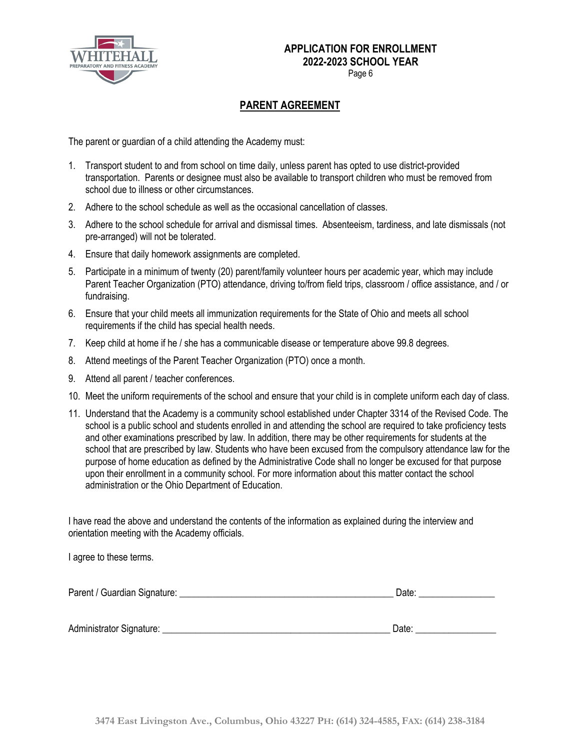**APPLICATION FOR ENROLLMENT**
**2022-2023 SCHOOL YEAR**

## PARENT AGREEMENT

The parent or guardian of a child attending the Academy must:

1. Transport student to and from school on time daily, unless parent has opted to use district-provided transportation. Parents or designee must also be available to transport children who must be removed from school due to illness or other circumstances.
2. Adhere to the school schedule as well as the occasional cancellation of classes.
3. Adhere to the school schedule for arrival and dismissal times. Absenteeism, tardiness, and late dismissals (not pre-arranged) will not be tolerated.
4. Ensure that daily homework assignments are completed.
5. Participate in a minimum of twenty (20) parent/family volunteer hours per academic year, which may include Parent Teacher Organization (PTO) attendance, driving to/from field trips, classroom / office assistance, and / or fundraising.
6. Ensure that your child meets all immunization requirements for the State of Ohio and meets all school requirements if the child has special health needs.
7. Keep child at home if he / she has a communicable disease or temperature above 99.8 degrees.
8. Attend meetings of the Parent Teacher Organization (PTO) once a month.
9. Attend all parent / teacher conferences.
10. Meet the uniform requirements of the school and ensure that your child is in complete uniform each day of class.
11. Understand that the Academy is a community school established under Chapter 3314 of the Revised Code. The school is a public school and students enrolled in and attending the school are required to take proficiency tests and other examinations prescribed by law. In addition, there may be other requirements for students at the school that are prescribed by law. Students who have been excused from the compulsory attendance law for the purpose of home education as defined by the Administrative Code shall no longer be excused for that purpose upon their enrollment in a community school. For more information about this matter contact the school administration or the Ohio Department of Education.

I have read the above and understand the contents of the information as explained during the interview and orientation meeting with the Academy officials.

I agree to these terms.

Parent / Guardian Signature: _____________________________________________ Date: ________________

Administrator Signature: ________________________________________________ Date: _________________

3474 East Livingston Ave., Columbus, Ohio 43227 PH: (614) 324-4585, FAX: (614) 238-3184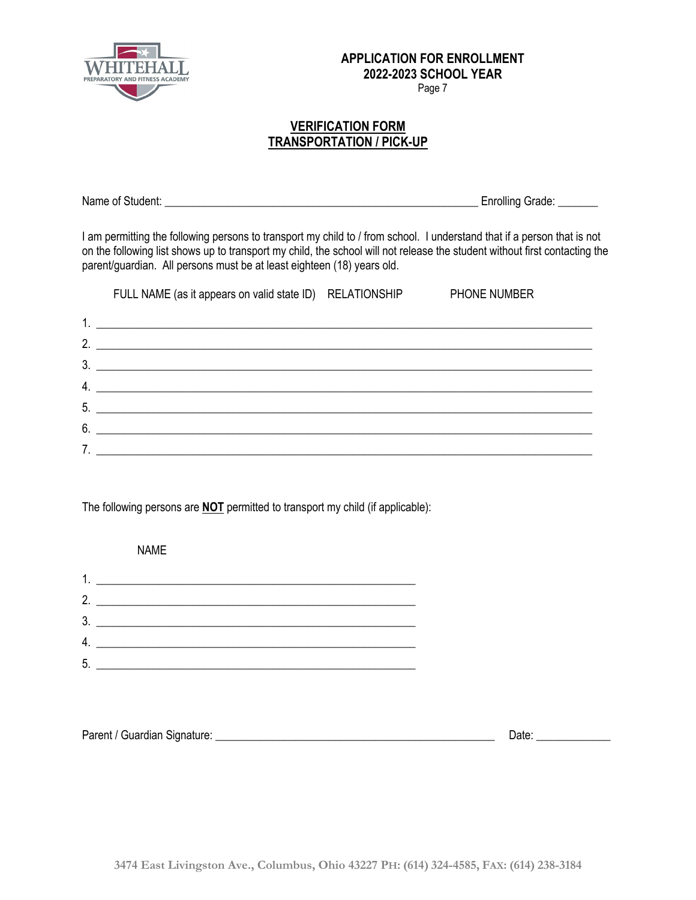**APPLICATION FOR ENROLLMENT**
**2022-2023 SCHOOL YEAR**

## VERIFICATION FORM
## TRANSPORTATION / PICK-UP

Name of Student: _______________________________________________________ Enrolling Grade: _______

I am permitting the following persons to transport my child to / from school. I understand that if a person that is not on the following list shows up to transport my child, the school will not release the student without first contacting the parent/guardian. All persons must be at least eighteen (18) years old.

| | FULL NAME (as it appears on valid state ID) | RELATIONSHIP | PHONE NUMBER |
|---|---|---|---|
| 1. | | | |
| 2. | | | |
| 3. | | | |
| 4. | | | |
| 5. | | | |
| 6. | | | |
| 7. | | | |

The following persons are **NOT** permitted to transport my child (if applicable):

| | NAME |
|---|---|
| 1. | |
| 2. | |
| 3. | |
| 4. | |
| 5. | |

Parent / Guardian Signature: __________________________________________________ Date: _____________

3474 East Livingston Ave., Columbus, Ohio 43227 PH: (614) 324-4585, FAX: (614) 238-3184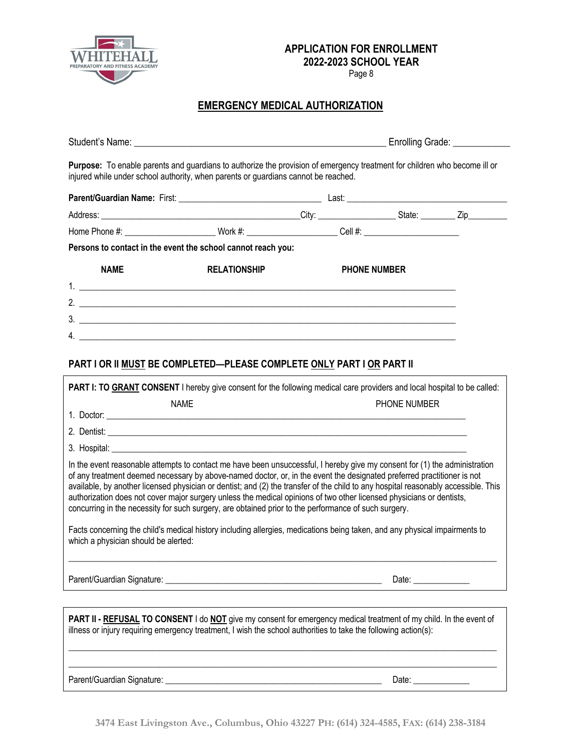**APPLICATION FOR ENROLLMENT**
**2022-2023 SCHOOL YEAR**

## EMERGENCY MEDICAL AUTHORIZATION

Student's Name: ____________________________________________________ Enrolling Grade: ____________

**Purpose:** To enable parents and guardians to authorize the provision of emergency treatment for children who become ill or injured while under school authority, when parents or guardians cannot be reached.

**Parent/Guardian Name:** First: ________________________________ Last: ____________________________________

Address: ____________________________________________City: _________________ State: ________ Zip_________

Home Phone #: ____________________ Work #: ____________________ Cell #: ______________________

**Persons to contact in the event the school cannot reach you:**

| NAME | RELATIONSHIP | PHONE NUMBER |
|---|---|---|
| 1. | | |
| 2. | | |
| 3. | | |
| 4. | | |

### PART I OR II MUST BE COMPLETED—PLEASE COMPLETE ONLY PART I OR PART II

**PART I: TO GRANT CONSENT** I hereby give consent for the following medical care providers and local hospital to be called:

| | NAME | PHONE NUMBER |
|---|---|---|
| 1. Doctor: | | |
| 2. Dentist: | | |
| 3. Hospital: | | |

In the event reasonable attempts to contact me have been unsuccessful, I hereby give my consent for (1) the administration of any treatment deemed necessary by above-named doctor, or, in the event the designated preferred practitioner is not available, by another licensed physician or dentist; and (2) the transfer of the child to any hospital reasonably accessible. This authorization does not cover major surgery unless the medical opinions of two other licensed physicians or dentists, concurring in the necessity for such surgery, are obtained prior to the performance of such surgery.

Facts concerning the child's medical history including allergies, medications being taken, and any physical impairments to which a physician should be alerted:

_____________________________________________________________________________________________

Parent/Guardian Signature: ________________________________________________ Date: _____________

**PART II - REFUSAL TO CONSENT** I do **NOT** give my consent for emergency medical treatment of my child. In the event of illness or injury requiring emergency treatment, I wish the school authorities to take the following action(s):

_____________________________________________________________________________________________

_____________________________________________________________________________________________

Parent/Guardian Signature: ________________________________________________ Date: _____________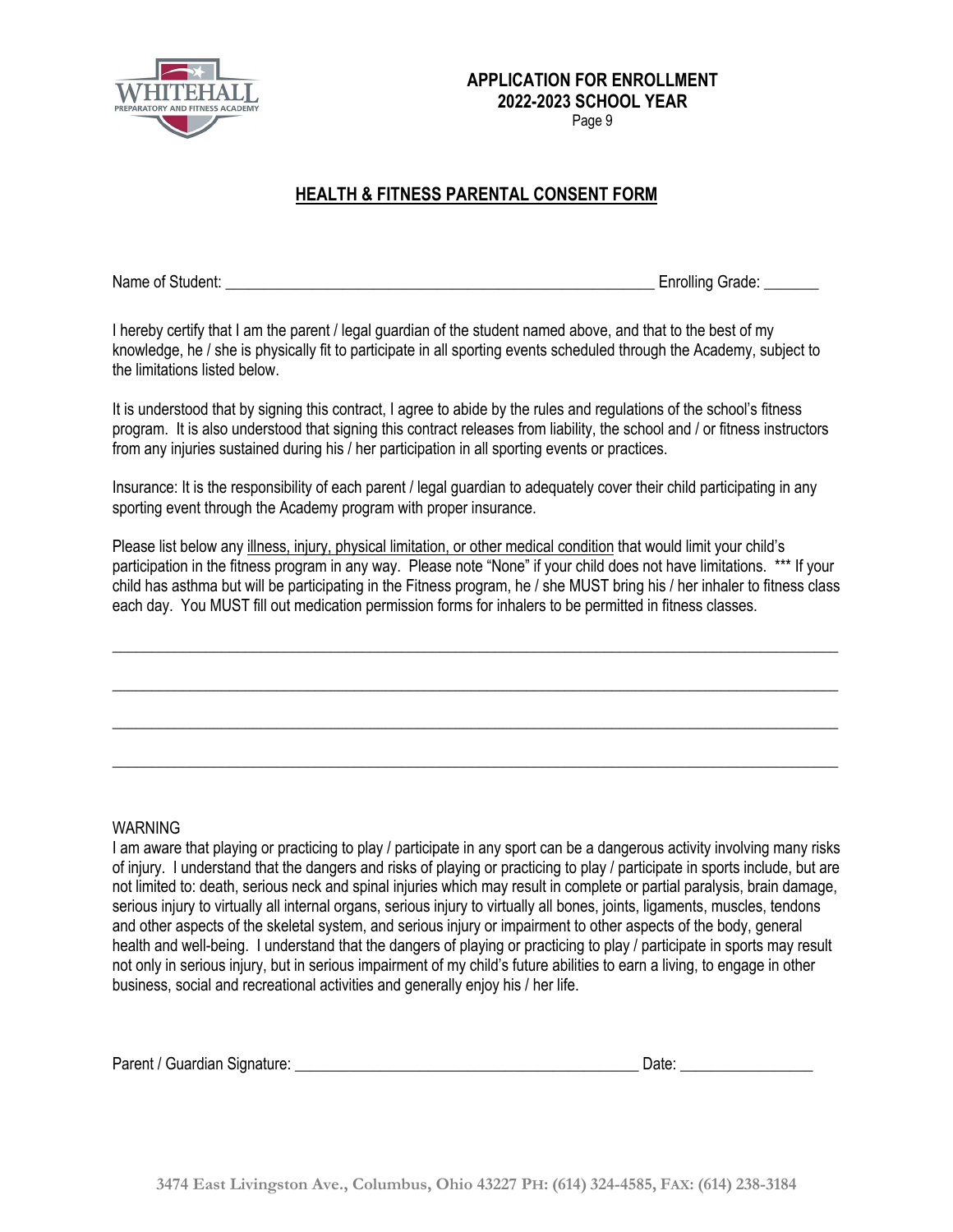**APPLICATION FOR ENROLLMENT**
**2022-2023 SCHOOL YEAR**

## HEALTH & FITNESS PARENTAL CONSENT FORM

Name of Student: ________________________________________________________ Enrolling Grade: _______

I hereby certify that I am the parent / legal guardian of the student named above, and that to the best of my knowledge, he / she is physically fit to participate in all sporting events scheduled through the Academy, subject to the limitations listed below.

It is understood that by signing this contract, I agree to abide by the rules and regulations of the school's fitness program. It is also understood that signing this contract releases from liability, the school and / or fitness instructors from any injuries sustained during his / her participation in all sporting events or practices.

Insurance: It is the responsibility of each parent / legal guardian to adequately cover their child participating in any sporting event through the Academy program with proper insurance.

Please list below any <u>illness, injury, physical limitation, or other medical condition</u> that would limit your child's participation in the fitness program in any way. Please note "None" if your child does not have limitations. *** If your child has asthma but will be participating in the Fitness program, he / she MUST bring his / her inhaler to fitness class each day. You MUST fill out medication permission forms for inhalers to be permitted in fitness classes.

_____________________________________________________________________________________________

_____________________________________________________________________________________________

_____________________________________________________________________________________________

_____________________________________________________________________________________________

WARNING

I am aware that playing or practicing to play / participate in any sport can be a dangerous activity involving many risks of injury. I understand that the dangers and risks of playing or practicing to play / participate in sports include, but are not limited to: death, serious neck and spinal injuries which may result in complete or partial paralysis, brain damage, serious injury to virtually all internal organs, serious injury to virtually all bones, joints, ligaments, muscles, tendons and other aspects of the skeletal system, and serious injury or impairment to other aspects of the body, general health and well-being. I understand that the dangers of playing or practicing to play / participate in sports may result not only in serious injury, but in serious impairment of my child's future abilities to earn a living, to engage in other business, social and recreational activities and generally enjoy his / her life.

Parent / Guardian Signature: ____________________________________________ Date: _________________

3474 East Livingston Ave., Columbus, Ohio 43227 PH: (614) 324-4585, FAX: (614) 238-3184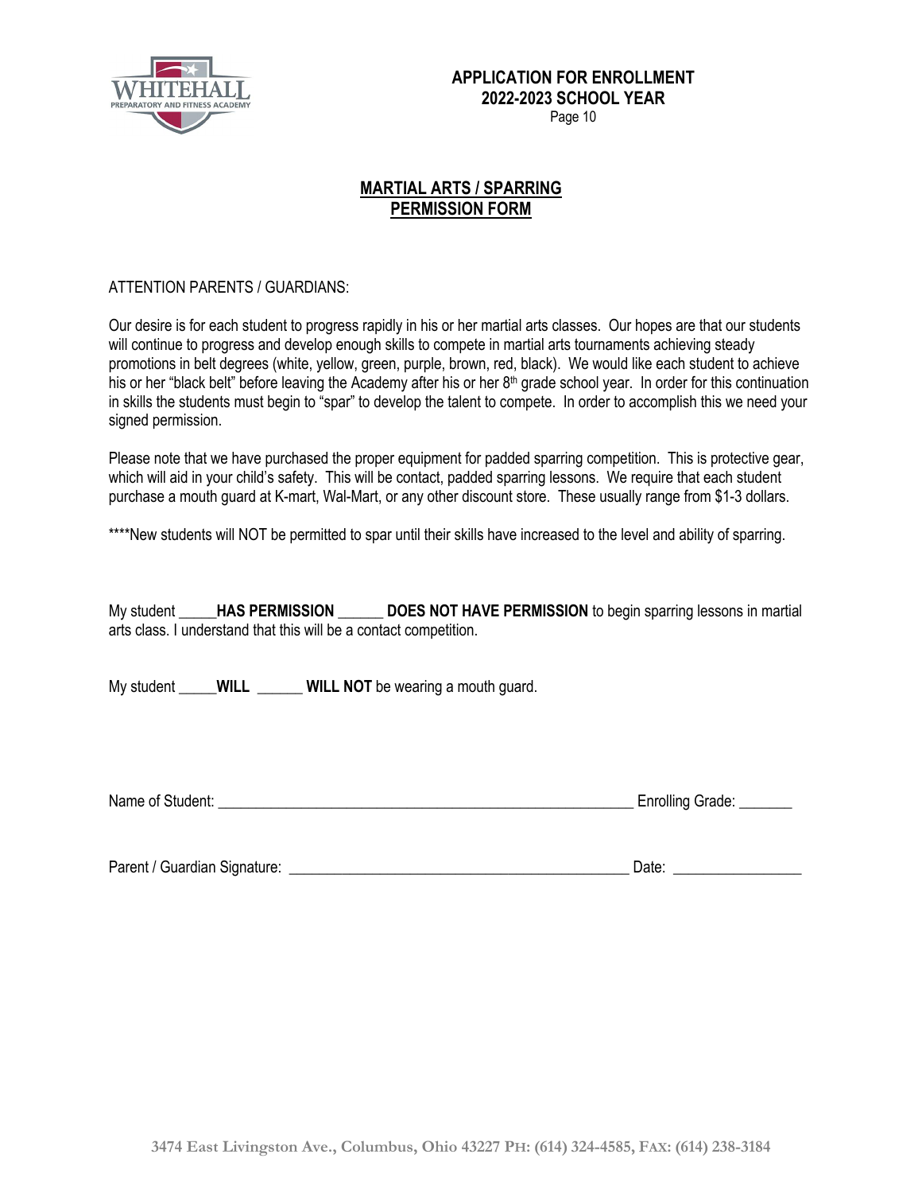**APPLICATION FOR ENROLLMENT**
**2022-2023 SCHOOL YEAR**

## MARTIAL ARTS / SPARRING PERMISSION FORM

ATTENTION PARENTS / GUARDIANS:

Our desire is for each student to progress rapidly in his or her martial arts classes. Our hopes are that our students will continue to progress and develop enough skills to compete in martial arts tournaments achieving steady promotions in belt degrees (white, yellow, green, purple, brown, red, black). We would like each student to achieve his or her "black belt" before leaving the Academy after his or her 8th grade school year. In order for this continuation in skills the students must begin to "spar" to develop the talent to compete. In order to accomplish this we need your signed permission.

Please note that we have purchased the proper equipment for padded sparring competition. This is protective gear, which will aid in your child's safety. This will be contact, padded sparring lessons. We require that each student purchase a mouth guard at K-mart, Wal-Mart, or any other discount store. These usually range from $1-3 dollars.

****New students will NOT be permitted to spar until their skills have increased to the level and ability of sparring.

My student _____**HAS PERMISSION** ______ **DOES NOT HAVE PERMISSION** to begin sparring lessons in martial arts class. I understand that this will be a contact competition.

My student _____**WILL** ______ **WILL NOT** be wearing a mouth guard.

Name of Student: ______________________________________________________ Enrolling Grade: _______

Parent / Guardian Signature: ____________________________________________ Date: ________________

3474 East Livingston Ave., Columbus, Ohio 43227 PH: (614) 324-4585, FAX: (614) 238-3184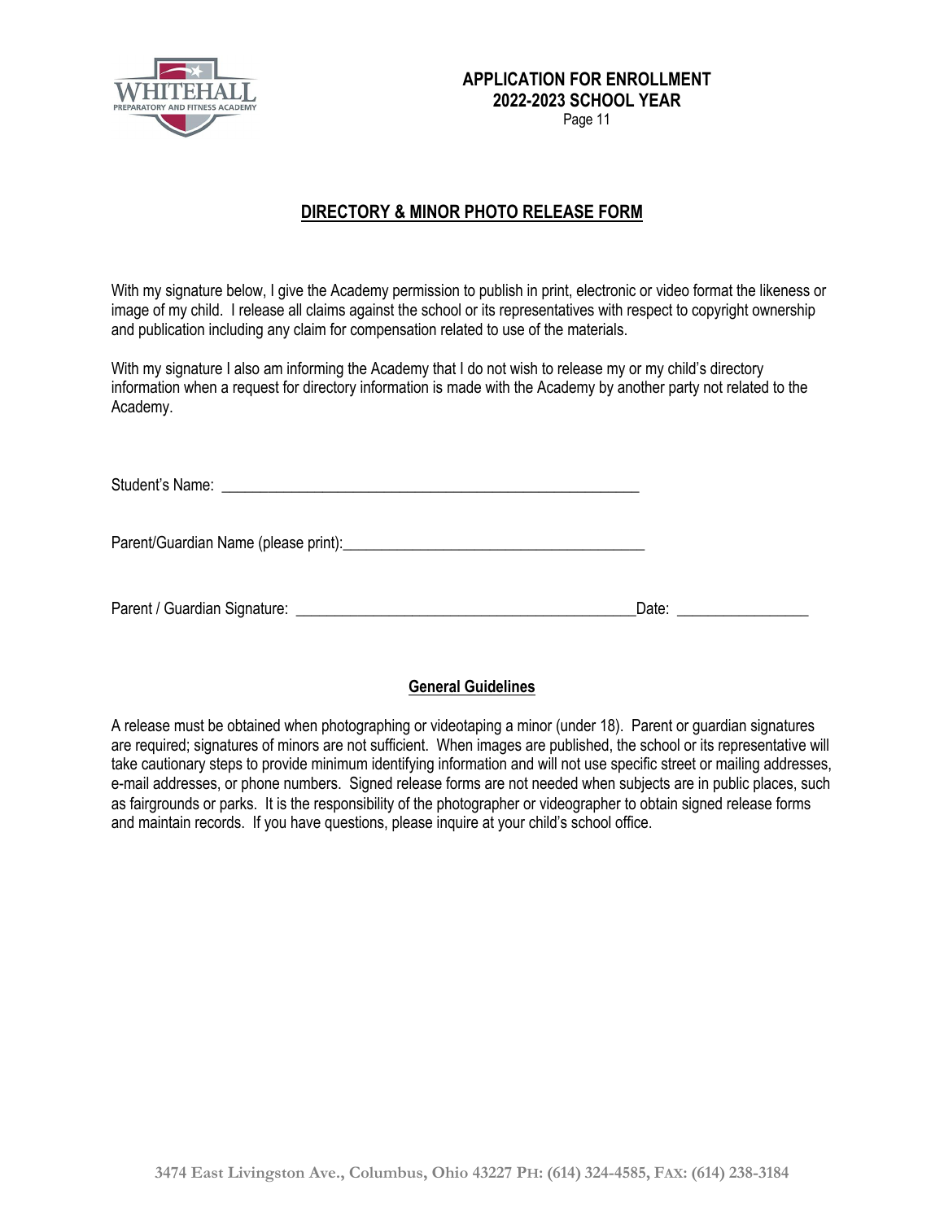**APPLICATION FOR ENROLLMENT**
**2022-2023 SCHOOL YEAR**

## DIRECTORY & MINOR PHOTO RELEASE FORM

With my signature below, I give the Academy permission to publish in print, electronic or video format the likeness or image of my child. I release all claims against the school or its representatives with respect to copyright ownership and publication including any claim for compensation related to use of the materials.

With my signature I also am informing the Academy that I do not wish to release my or my child's directory information when a request for directory information is made with the Academy by another party not related to the Academy.

Student's Name: _______________________________________________________

Parent/Guardian Name (please print):_________________________________________

Parent / Guardian Signature: _____________________________________________Date: _________________

### General Guidelines

A release must be obtained when photographing or videotaping a minor (under 18). Parent or guardian signatures are required; signatures of minors are not sufficient. When images are published, the school or its representative will take cautionary steps to provide minimum identifying information and will not use specific street or mailing addresses, e-mail addresses, or phone numbers. Signed release forms are not needed when subjects are in public places, such as fairgrounds or parks. It is the responsibility of the photographer or videographer to obtain signed release forms and maintain records. If you have questions, please inquire at your child's school office.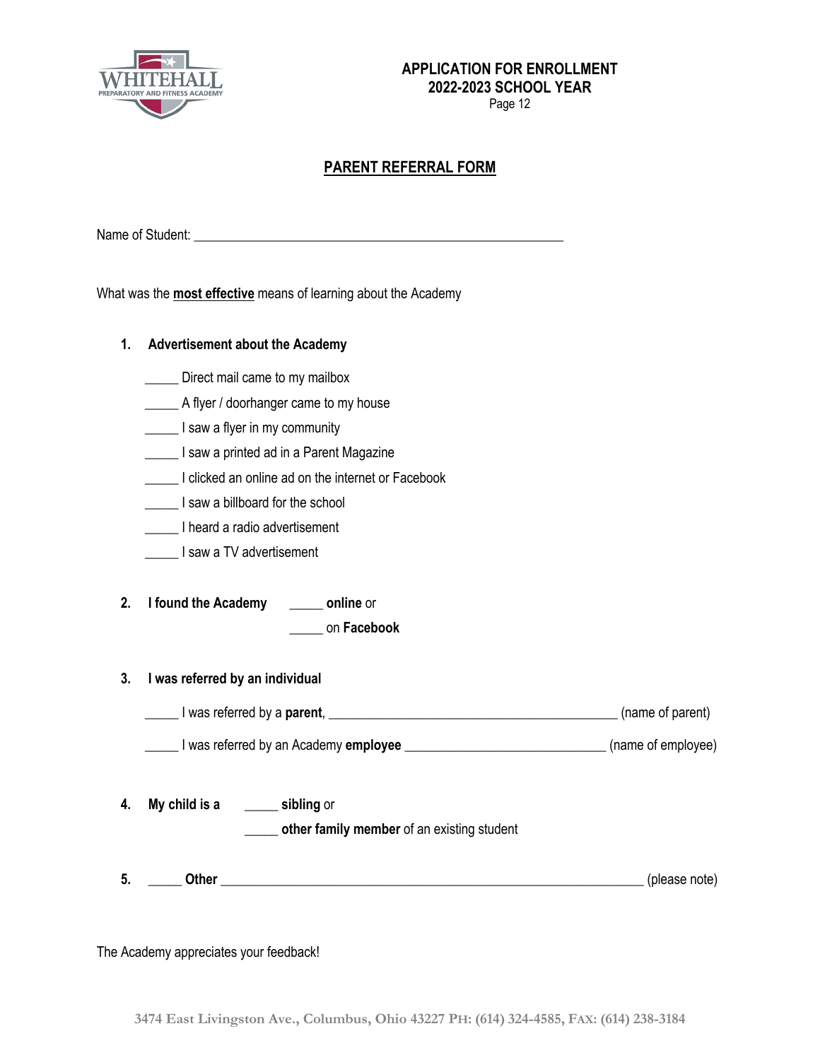**APPLICATION FOR ENROLLMENT**
**2022-2023 SCHOOL YEAR**

## PARENT REFERRAL FORM

Name of Student: _______________________________________________

What was the **most effective** means of learning about the Academy

**1. Advertisement about the Academy**

_____ Direct mail came to my mailbox
_____ A flyer / doorhanger came to my house
_____ I saw a flyer in my community
_____ I saw a printed ad in a Parent Magazine
_____ I clicked an online ad on the internet or Facebook
_____ I saw a billboard for the school
_____ I heard a radio advertisement
_____ I saw a TV advertisement

**2. I found the Academy** _____ **online** or
_____ on **Facebook**

**3. I was referred by an individual**

_____ I was referred by a **parent**, ______________________________________ (name of parent)

_____ I was referred by an Academy **employee** __________________________ (name of employee)

**4. My child is a** _____ **sibling** or
_____ **other family member** of an existing student

**5.** _____ **Other** _______________________________________________________ (please note)

The Academy appreciates your feedback!

3474 East Livingston Ave., Columbus, Ohio 43227 PH: (614) 324-4585, FAX: (614) 238-3184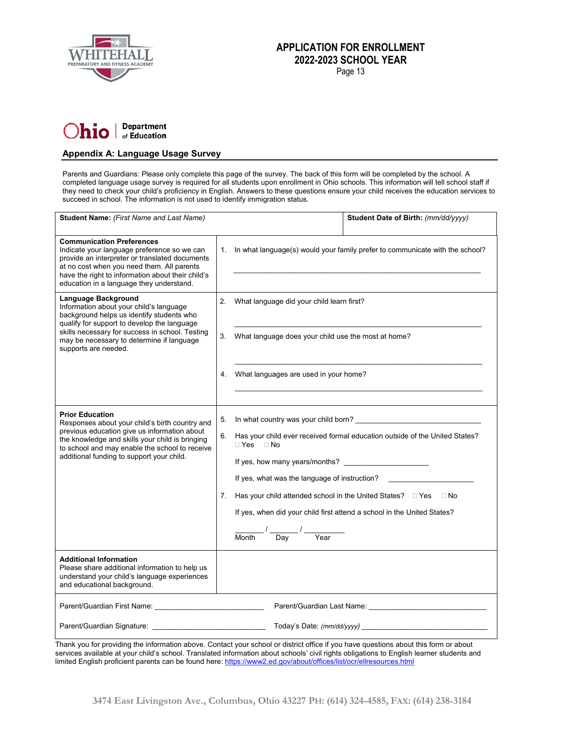# APPLICATION FOR ENROLLMENT
## 2022-2023 SCHOOL YEAR

Page 13

Ohio | Department of Education

## Appendix A: Language Usage Survey

Parents and Guardians: Please only complete this page of the survey. The back of this form will be completed by the school. A completed language usage survey is required for all students upon enrollment in Ohio schools. This information will tell school staff if they need to check your child's proficiency in English. Answers to these questions ensure your child receives the education services to succeed in school. The information is not used to identify immigration status.

| | |
|---|---|
| **Student Name:** *(First Name and Last Name)* | **Student Date of Birth:** *(mm/dd/yyyy)* |
| **Communication Preferences**<br>Indicate your language preference so we can provide an interpreter or translated documents at no cost when you need them. All parents have the right to information about their child's education in a language they understand. | 1. In what language(s) would your family prefer to communicate with the school?<br>\_\_\_\_\_\_\_\_\_\_\_\_\_\_\_\_\_\_\_\_\_\_\_\_\_\_\_\_\_\_\_\_\_\_\_\_\_\_\_\_ |
| **Language Background**<br>Information about your child's language background helps us identify students who qualify for support to develop the language skills necessary for success in school. Testing may be necessary to determine if language supports are needed. | 2. What language did your child learn first?<br>\_\_\_\_\_\_\_\_\_\_\_\_\_\_\_\_\_\_\_\_\_\_\_\_\_\_\_\_\_\_\_\_\_\_\_\_\_\_\_\_<br>3. What language does your child use the most at home?<br>\_\_\_\_\_\_\_\_\_\_\_\_\_\_\_\_\_\_\_\_\_\_\_\_\_\_\_\_\_\_\_\_\_\_\_\_\_\_\_\_<br>4. What languages are used in your home?<br>\_\_\_\_\_\_\_\_\_\_\_\_\_\_\_\_\_\_\_\_\_\_\_\_\_\_\_\_\_\_\_\_\_\_\_\_\_\_\_\_ |
| **Prior Education**<br>Responses about your child's birth country and previous education give us information about the knowledge and skills your child is bringing to school and may enable the school to receive additional funding to support your child. | 5. In what country was your child born? \_\_\_\_\_\_\_\_\_\_\_\_\_\_\_\_\_\_\_\_<br>6. Has your child ever received formal education outside of the United States? ☐ Yes ☐ No<br>If yes, how many years/months? \_\_\_\_\_\_\_\_\_\_\_\_\_\_\_<br>If yes, what was the language of instruction? \_\_\_\_\_\_\_\_\_\_\_\_\_\_\_<br>7. Has your child attended school in the United States? ☐ Yes ☐ No<br>If yes, when did your child first attend a school in the United States?<br>\_\_\_\_\_ / \_\_\_\_\_ / \_\_\_\_\_\_<br>Month Day Year |
| **Additional Information**<br>Please share additional information to help us understand your child's language experiences and educational background. | |
| Parent/Guardian First Name: \_\_\_\_\_\_\_\_\_\_\_\_\_\_\_\_\_\_\_\_ | Parent/Guardian Last Name: \_\_\_\_\_\_\_\_\_\_\_\_\_\_\_\_\_\_\_\_ |
| Parent/Guardian Signature: \_\_\_\_\_\_\_\_\_\_\_\_\_\_\_\_\_\_\_\_ | Today's Date: *(mm/dd/yyyy)* \_\_\_\_\_\_\_\_\_\_\_\_\_\_\_\_\_\_\_\_ |

Thank you for providing the information above. Contact your school or district office if you have questions about this form or about services available at your child's school. Translated information about schools' civil rights obligations to English learner students and limited English proficient parents can be found here: https://www2.ed.gov/about/offices/list/ocr/ellresources.html

3474 East Livingston Ave., Columbus, Ohio 43227 PH: (614) 324-4585, FAX: (614) 238-3184